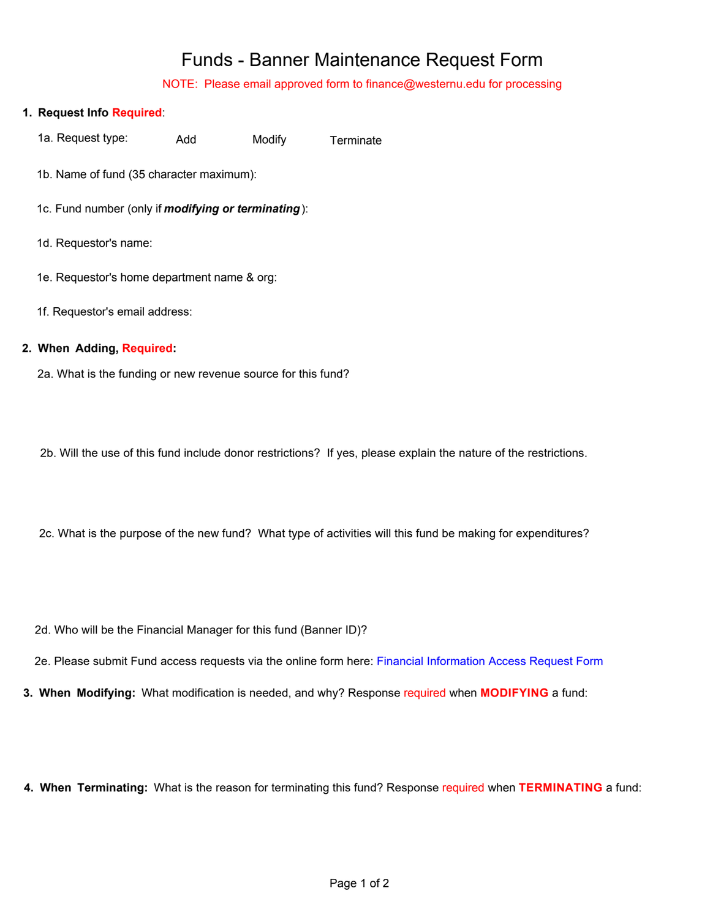# Funds - Banner Maintenance Request Form

NOTE: Please email approved form to finance@westernu.edu for processing

1. **Request Info Required**:

   1a. Request type: Add Modify Terminate

   1b. Name of fund (35 character maximum):

   1c. Fund number (only if ***modifying or terminating***):

   1d. Requestor's name:

   1e. Requestor's home department name & org:

   1f. Requestor's email address:

2. **When Adding, Required:**

   2a. What is the funding or new revenue source for this fund?

   2b. Will the use of this fund include donor restrictions? If yes, please explain the nature of the restrictions.

   2c. What is the purpose of the new fund? What type of activities will this fund be making for expenditures?

   2d. Who will be the Financial Manager for this fund (Banner ID)?

   2e. Please submit Fund access requests via the online form here: Financial Information Access Request Form

3. **When Modifying:** What modification is needed, and why? Response required when **MODIFYING** a fund:

4. **When Terminating:** What is the reason for terminating this fund? Response required when **TERMINATING** a fund: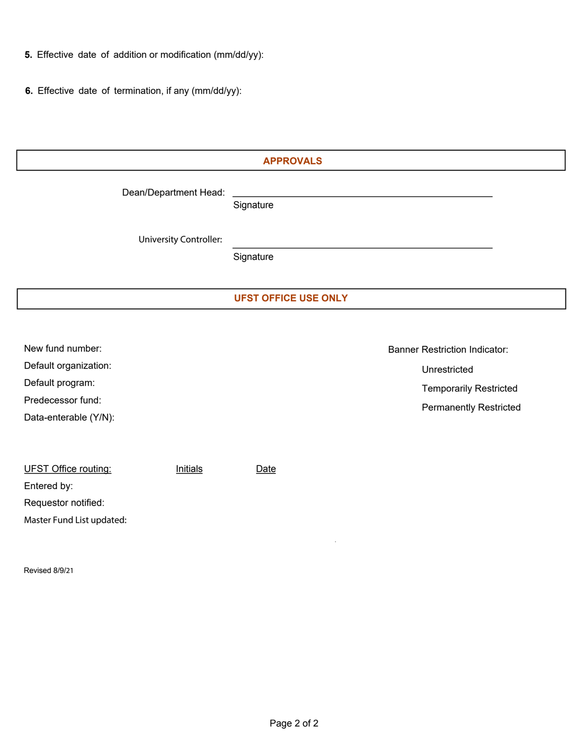**5.** Effective date of addition or modification (mm/dd/yy):

**6.** Effective date of termination, if any (mm/dd/yy):

## APPROVALS

Dean/Department Head: ______________________________
Signature

University Controller: ______________________________
Signature

## UFST OFFICE USE ONLY

New fund number:

Default organization:

Default program:

Predecessor fund:

Data-enterable (Y/N):

Banner Restriction Indicator:

- Unrestricted
- Temporarily Restricted
- Permanently Restricted

| UFST Office routing: | Initials | Date |
|---|---|---|
| Entered by: | | |
| Requestor notified: | | |
| Master Fund List updated: | | |

Revised 8/9/21